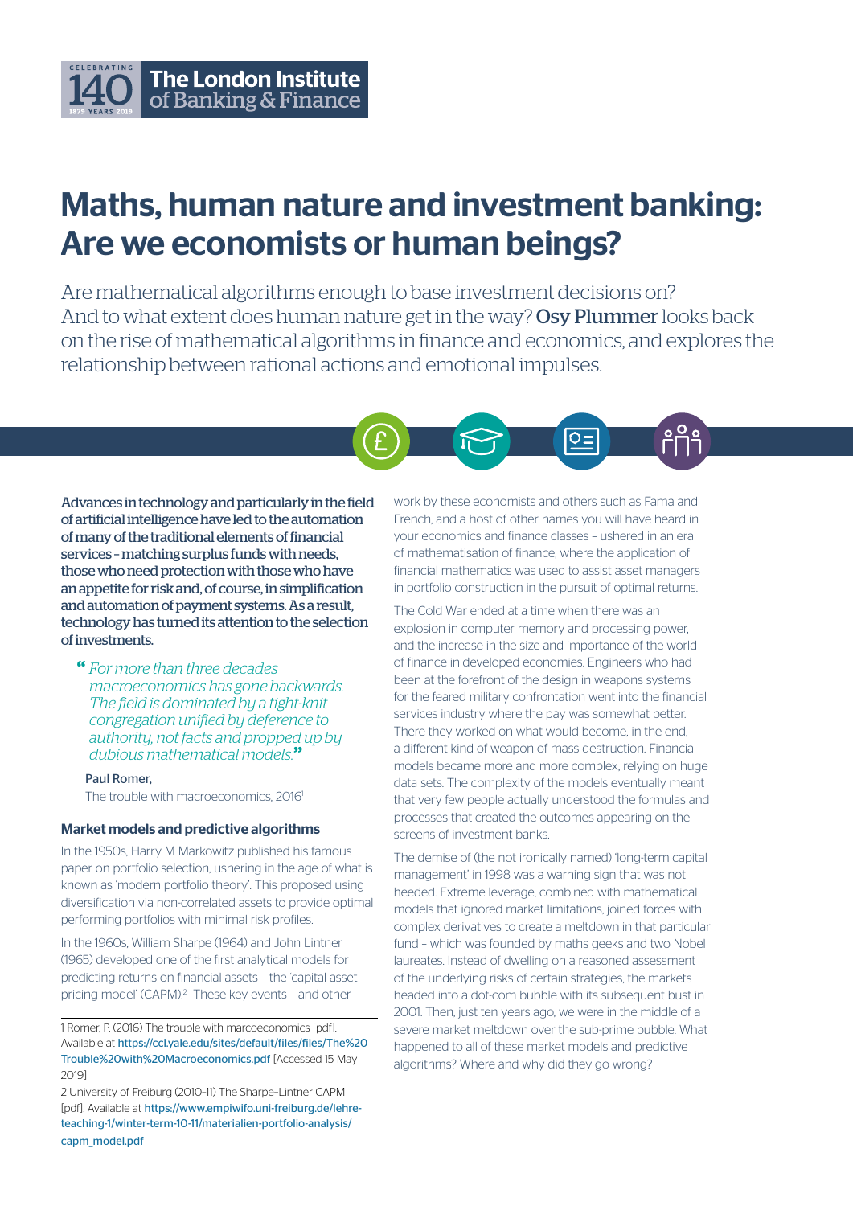# Maths, human nature and investment banking: Are we economists or human beings?

Are mathematical algorithms enough to base investment decisions on? And to what extent does human nature get in the way? Osy Plummer looks back on the rise of mathematical algorithms in finance and economics, and explores the relationship between rational actions and emotional impulses.

**Advances in technology and particularly in the field of artificial intelligence have led to the automation of many of the traditional elements of financial services – matching surplus funds with needs, those who need protection with those who have an appetite for risk and, of course, in simplification and automation of payment systems. As a result, technology has turned its attention to the selection of investments.**

> *"For more than three decades macroeconomics has gone backwards. The field is dominated by a tight-knit congregation unified by deference to authority, not facts and propped up by dubious mathematical models."*
>
> Paul Romer,
> The trouble with macroeconomics, 2016[1]

### Market models and predictive algorithms

In the 1950s, Harry M Markowitz published his famous paper on portfolio selection, ushering in the age of what is known as 'modern portfolio theory'. This proposed using diversification via non-correlated assets to provide optimal performing portfolios with minimal risk profiles.

In the 1960s, William Sharpe (1964) and John Lintner (1965) developed one of the first analytical models for predicting returns on financial assets – the 'capital asset pricing model' (CAPM).[2] These key events – and other work by these economists and others such as Fama and French, and a host of other names you will have heard in your economics and finance classes – ushered in an era of mathematisation of finance, where the application of financial mathematics was used to assist asset managers in portfolio construction in the pursuit of optimal returns.

The Cold War ended at a time when there was an explosion in computer memory and processing power, and the increase in the size and importance of the world of finance in developed economies. Engineers who had been at the forefront of the design in weapons systems for the feared military confrontation went into the financial services industry where the pay was somewhat better. There they worked on what would become, in the end, a different kind of weapon of mass destruction. Financial models became more and more complex, relying on huge data sets. The complexity of the models eventually meant that very few people actually understood the formulas and processes that created the outcomes appearing on the screens of investment banks.

The demise of (the not ironically named) 'long-term capital management' in 1998 was a warning sign that was not heeded. Extreme leverage, combined with mathematical models that ignored market limitations, joined forces with complex derivatives to create a meltdown in that particular fund – which was founded by maths geeks and two Nobel laureates. Instead of dwelling on a reasoned assessment of the underlying risks of certain strategies, the markets headed into a dot-com bubble with its subsequent bust in 2001. Then, just ten years ago, we were in the middle of a severe market meltdown over the sub-prime bubble. What happened to all of these market models and predictive algorithms? Where and why did they go wrong?

---

1 Romer, P. (2016) The trouble with marcoeconomics [pdf]. Available at https://ccl.yale.edu/sites/default/files/files/The%20Trouble%20with%20Macroeconomics.pdf [Accessed 15 May 2019]

2 University of Freiburg (2010–11) The Sharpe–Lintner CAPM [pdf]. Available at https://www.empiwifo.uni-freiburg.de/lehre-teaching-1/winter-term-10-11/materialien-portfolio-analysis/capm_model.pdf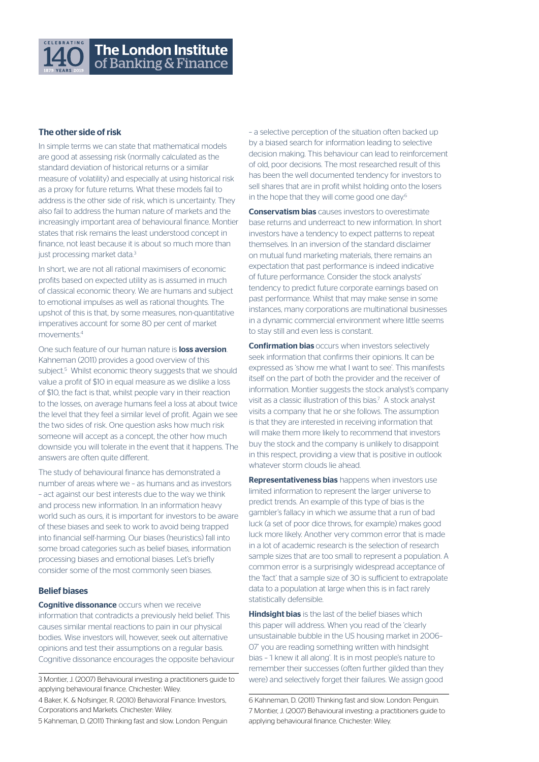## The other side of risk

In simple terms we can state that mathematical models are good at assessing risk (normally calculated as the standard deviation of historical returns or a similar measure of volatility) and especially at using historical risk as a proxy for future returns. What these models fail to address is the other side of risk, which is uncertainty. They also fail to address the human nature of markets and the increasingly important area of behavioural finance. Montier states that risk remains the least understood concept in finance, not least because it is about so much more than just processing market data.[3]

In short, we are not all rational maximisers of economic profits based on expected utility as is assumed in much of classical economic theory. We are humans and subject to emotional impulses as well as rational thoughts. The upshot of this is that, by some measures, non-quantitative imperatives account for some 80 per cent of market movements.[4]

One such feature of our human nature is **loss aversion**. Kahneman (2011) provides a good overview of this subject.[5] Whilst economic theory suggests that we should value a profit of \$10 in equal measure as we dislike a loss of \$10, the fact is that, whilst people vary in their reaction to the losses, on average humans feel a loss at about twice the level that they feel a similar level of profit. Again we see the two sides of risk. One question asks how much risk someone will accept as a concept, the other how much downside you will tolerate in the event that it happens. The answers are often quite different.

The study of behavioural finance has demonstrated a number of areas where we – as humans and as investors – act against our best interests due to the way we think and process new information. In an information heavy world such as ours, it is important for investors to be aware of these biases and seek to work to avoid being trapped into financial self-harming. Our biases (heuristics) fall into some broad categories such as belief biases, information processing biases and emotional biases. Let's briefly consider some of the most commonly seen biases.

### Belief biases

**Cognitive dissonance** occurs when we receive information that contradicts a previously held belief. This causes similar mental reactions to pain in our physical bodies. Wise investors will, however, seek out alternative opinions and test their assumptions on a regular basis. Cognitive dissonance encourages the opposite behaviour – a selective perception of the situation often backed up by a biased search for information leading to selective decision making. This behaviour can lead to reinforcement of old, poor decisions. The most researched result of this has been the well documented tendency for investors to sell shares that are in profit whilst holding onto the losers in the hope that they will come good one day.[6]

**Conservatism bias** causes investors to overestimate base returns and underreact to new information. In short investors have a tendency to expect patterns to repeat themselves. In an inversion of the standard disclaimer on mutual fund marketing materials, there remains an expectation that past performance is indeed indicative of future performance. Consider the stock analysts' tendency to predict future corporate earnings based on past performance. Whilst that may make sense in some instances, many corporations are multinational businesses in a dynamic commercial environment where little seems to stay still and even less is constant.

**Confirmation bias** occurs when investors selectively seek information that confirms their opinions. It can be expressed as 'show me what I want to see'. This manifests itself on the part of both the provider and the receiver of information. Montier suggests the stock analyst's company visit as a classic illustration of this bias.[7] A stock analyst visits a company that he or she follows. The assumption is that they are interested in receiving information that will make them more likely to recommend that investors buy the stock and the company is unlikely to disappoint in this respect, providing a view that is positive in outlook whatever storm clouds lie ahead.

**Representativeness bias** happens when investors use limited information to represent the larger universe to predict trends. An example of this type of bias is the gambler's fallacy in which we assume that a run of bad luck (a set of poor dice throws, for example) makes good luck more likely. Another very common error that is made in a lot of academic research is the selection of research sample sizes that are too small to represent a population. A common error is a surprisingly widespread acceptance of the 'fact' that a sample size of 30 is sufficient to extrapolate data to a population at large when this is in fact rarely statistically defensible.

**Hindsight bias** is the last of the belief biases which this paper will address. When you read of the 'clearly unsustainable bubble in the US housing market in 2006–07' you are reading something written with hindsight bias – 'I knew it all along'. It is in most people's nature to remember their successes (often further gilded than they were) and selectively forget their failures. We assign good

---

3 Montier, J. (2007) Behavioural investing: a practitioners guide to applying behavioural finance. Chichester: Wiley.

4 Baker, K. & Nofsinger, R. (2010) Behavioral Finance: Investors, Corporations and Markets. Chichester: Wiley.

5 Kahneman, D. (2011) Thinking fast and slow. London: Penguin

6 Kahneman, D. (2011) Thinking fast and slow. London: Penguin.

7 Montier, J. (2007) Behavioural investing: a practitioners guide to applying behavioural finance. Chichester: Wiley.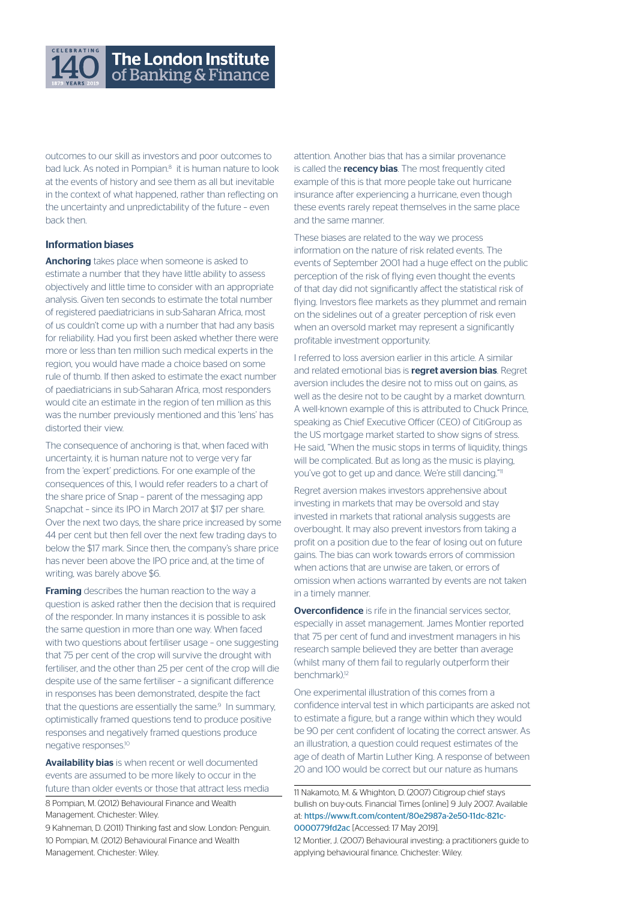outcomes to our skill as investors and poor outcomes to bad luck. As noted in Pompian.[8] it is human nature to look at the events of history and see them as all but inevitable in the context of what happened, rather than reflecting on the uncertainty and unpredictability of the future – even back then.

### Information biases

**Anchoring** takes place when someone is asked to estimate a number that they have little ability to assess objectively and little time to consider with an appropriate analysis. Given ten seconds to estimate the total number of registered paediatricians in sub-Saharan Africa, most of us couldn't come up with a number that had any basis for reliability. Had you first been asked whether there were more or less than ten million such medical experts in the region, you would have made a choice based on some rule of thumb. If then asked to estimate the exact number of paediatricians in sub-Saharan Africa, most responders would cite an estimate in the region of ten million as this was the number previously mentioned and this 'lens' has distorted their view.

The consequence of anchoring is that, when faced with uncertainty, it is human nature not to verge very far from the 'expert' predictions. For one example of the consequences of this, I would refer readers to a chart of the share price of Snap – parent of the messaging app Snapchat – since its IPO in March 2017 at $17 per share. Over the next two days, the share price increased by some 44 per cent but then fell over the next few trading days to below the $17 mark. Since then, the company's share price has never been above the IPO price and, at the time of writing, was barely above $6.

**Framing** describes the human reaction to the way a question is asked rather then the decision that is required of the responder. In many instances it is possible to ask the same question in more than one way. When faced with two questions about fertiliser usage – one suggesting that 75 per cent of the crop will survive the drought with fertiliser, and the other than 25 per cent of the crop will die despite use of the same fertiliser – a significant difference in responses has been demonstrated, despite the fact that the questions are essentially the same.[9] In summary, optimistically framed questions tend to produce positive responses and negatively framed questions produce negative responses.[10]

**Availability bias** is when recent or well documented events are assumed to be more likely to occur in the future than older events or those that attract less media attention. Another bias that has a similar provenance is called the **recency bias**. The most frequently cited example of this is that more people take out hurricane insurance after experiencing a hurricane, even though these events rarely repeat themselves in the same place and the same manner.

These biases are related to the way we process information on the nature of risk related events. The events of September 2001 had a huge effect on the public perception of the risk of flying even thought the events of that day did not significantly affect the statistical risk of flying. Investors flee markets as they plummet and remain on the sidelines out of a greater perception of risk even when an oversold market may represent a significantly profitable investment opportunity.

I referred to loss aversion earlier in this article. A similar and related emotional bias is **regret aversion bias**. Regret aversion includes the desire not to miss out on gains, as well as the desire not to be caught by a market downturn. A well-known example of this is attributed to Chuck Prince, speaking as Chief Executive Officer (CEO) of CitiGroup as the US mortgage market started to show signs of stress. He said, "When the music stops in terms of liquidity, things will be complicated. But as long as the music is playing, you've got to get up and dance. We're still dancing."[11]

Regret aversion makes investors apprehensive about investing in markets that may be oversold and stay invested in markets that rational analysis suggests are overbought. It may also prevent investors from taking a profit on a position due to the fear of losing out on future gains. The bias can work towards errors of commission when actions that are unwise are taken, or errors of omission when actions warranted by events are not taken in a timely manner.

**Overconfidence** is rife in the financial services sector, especially in asset management. James Montier reported that 75 per cent of fund and investment managers in his research sample believed they are better than average (whilst many of them fail to regularly outperform their benchmark).[12]

One experimental illustration of this comes from a confidence interval test in which participants are asked not to estimate a figure, but a range within which they would be 90 per cent confident of locating the correct answer. As an illustration, a question could request estimates of the age of death of Martin Luther King. A response of between 20 and 100 would be correct but our nature as humans

---

8 Pompian, M. (2012) Behavioural Finance and Wealth Management. Chichester: Wiley.

9 Kahneman, D. (2011) Thinking fast and slow. London: Penguin.

10 Pompian, M. (2012) Behavioural Finance and Wealth Management. Chichester: Wiley.

11 Nakamoto, M. & Whighton, D. (2007) Citigroup chief stays bullish on buy-outs. Financial Times [online] 9 July 2007. Available at: https://www.ft.com/content/80e2987a-2e50-11dc-821c-0000779fd2ac [Accessed: 17 May 2019].

12 Montier, J. (2007) Behavioural investing: a practitioners guide to applying behavioural finance. Chichester: Wiley.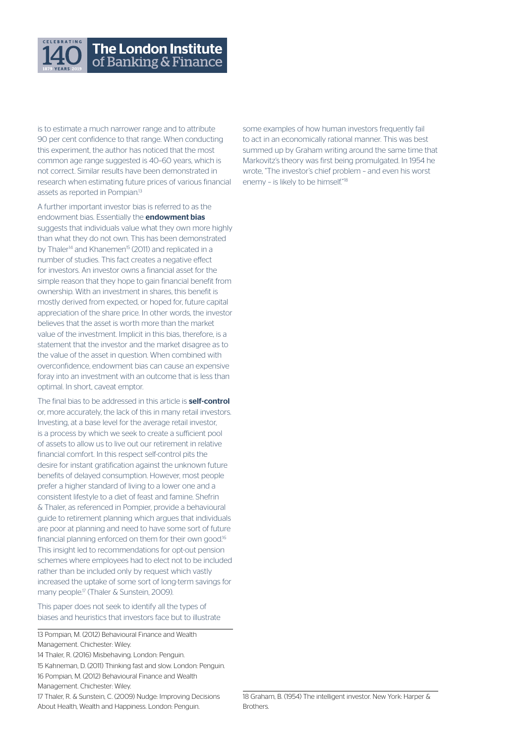is to estimate a much narrower range and to attribute 90 per cent confidence to that range. When conducting this experiment, the author has noticed that the most common age range suggested is 40–60 years, which is not correct. Similar results have been demonstrated in research when estimating future prices of various financial assets as reported in Pompian.[13]

A further important investor bias is referred to as the endowment bias. Essentially the **endowment bias** suggests that individuals value what they own more highly than what they do not own. This has been demonstrated by Thaler[14] and Khanemen[15] (2011) and replicated in a number of studies. This fact creates a negative effect for investors. An investor owns a financial asset for the simple reason that they hope to gain financial benefit from ownership. With an investment in shares, this benefit is mostly derived from expected, or hoped for, future capital appreciation of the share price. In other words, the investor believes that the asset is worth more than the market value of the investment. Implicit in this bias, therefore, is a statement that the investor and the market disagree as to the value of the asset in question. When combined with overconfidence, endowment bias can cause an expensive foray into an investment with an outcome that is less than optimal. In short, caveat emptor.

The final bias to be addressed in this article is **self-control** or, more accurately, the lack of this in many retail investors. Investing, at a base level for the average retail investor, is a process by which we seek to create a sufficient pool of assets to allow us to live out our retirement in relative financial comfort. In this respect self-control pits the desire for instant gratification against the unknown future benefits of delayed consumption. However, most people prefer a higher standard of living to a lower one and a consistent lifestyle to a diet of feast and famine. Shefrin & Thaler, as referenced in Pompier, provide a behavioural guide to retirement planning which argues that individuals are poor at planning and need to have some sort of future financial planning enforced on them for their own good.[16] This insight led to recommendations for opt-out pension schemes where employees had to elect not to be included rather than be included only by request which vastly increased the uptake of some sort of long-term savings for many people.[17] (Thaler & Sunstein, 2009).

This paper does not seek to identify all the types of biases and heuristics that investors face but to illustrate some examples of how human investors frequently fail to act in an economically rational manner. This was best summed up by Graham writing around the same time that Markovitz's theory was first being promulgated. In 1954 he wrote, "The investor's chief problem – and even his worst enemy – is likely to be himself."[18]

---

13 Pompian, M. (2012) Behavioural Finance and Wealth Management. Chichester: Wiley.

14 Thaler, R. (2016) Misbehaving. London: Penguin.

15 Kahneman, D. (2011) Thinking fast and slow. London: Penguin.

16 Pompian, M. (2012) Behavioural Finance and Wealth Management. Chichester: Wiley.

17 Thaler, R. & Sunstein, C. (2009) Nudge: Improving Decisions About Health, Wealth and Happiness. London: Penguin.

18 Graham, B. (1954) The intelligent investor. New York: Harper & Brothers.